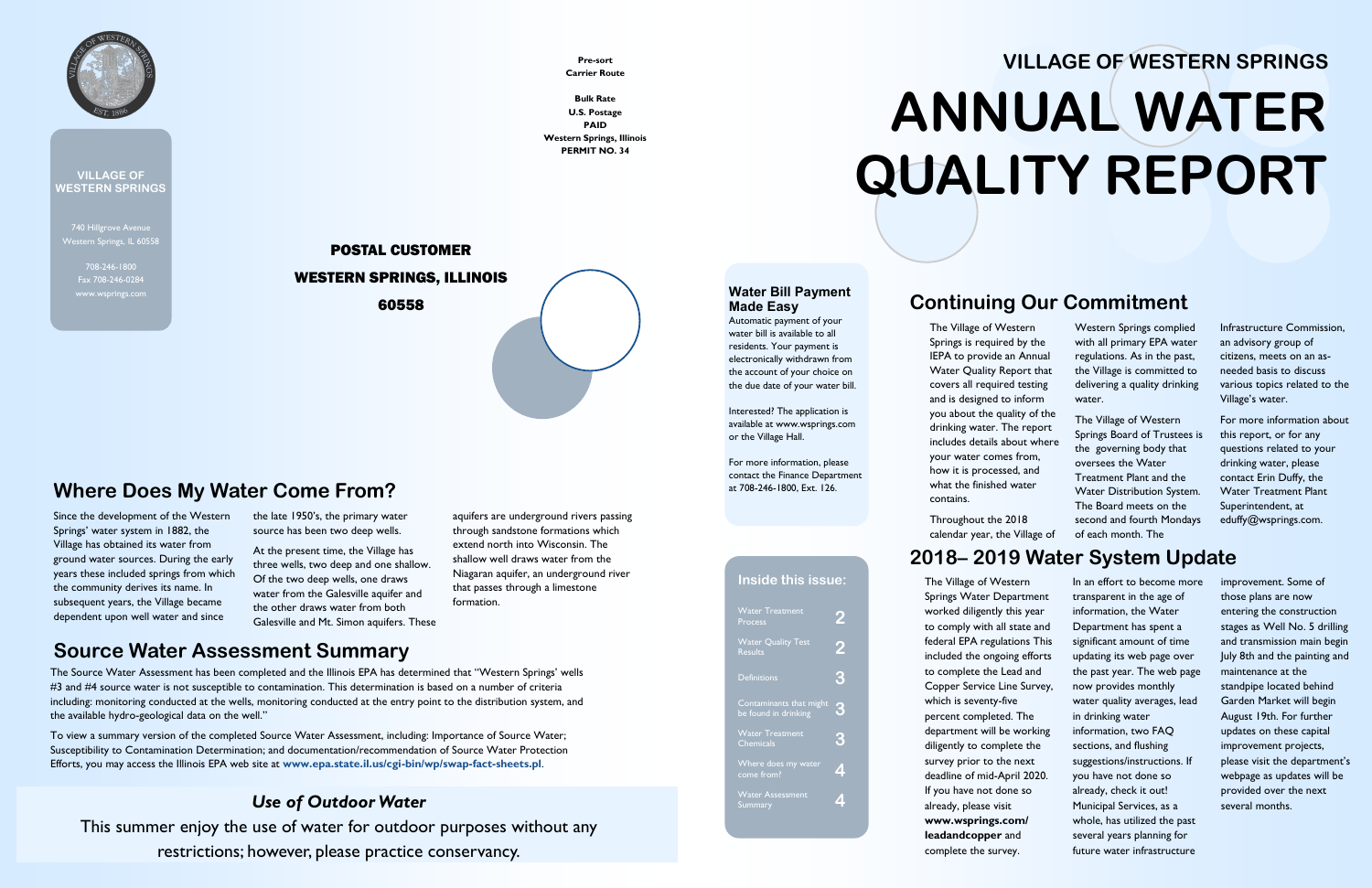# VILLAGE OF WESTERN SPRINGS

# ANNUAL WATER QUALITY REPORT

**VILLAGE OF WESTERN SPRINGS**

740 Hillgrove Avenue
Western Springs, IL 60558

708-246-1800
Fax 708-246-0284
www.wsprings.com

**Pre-sort**
**Carrier Route**

**Bulk Rate**
**U.S. Postage**
**PAID**
**Western Springs, Illinois**
**PERMIT NO. 34**

**POSTAL CUSTOMER**
**WESTERN SPRINGS, ILLINOIS**
**60558**

## Water Bill Payment Made Easy

Automatic payment of your water bill is available to all residents. Your payment is electronically withdrawn from the account of your choice on the due date of your water bill.

Interested? The application is available at www.wsprings.com or the Village Hall.

For more information, please contact the Finance Department at 708-246-1800, Ext. 126.

## Inside this issue:

| | |
|---|---|
| Water Treatment Process | 2 |
| Water Quality Test Results | 2 |
| Definitions | 3 |
| Contaminants that might be found in drinking | 3 |
| Water Treatment Chemicals | 3 |
| Where does my water come from? | 4 |
| Water Assessment Summary | 4 |

## Where Does My Water Come From?

Since the development of the Western Springs' water system in 1882, the Village has obtained its water from ground water sources. During the early years these included springs from which the community derives its name. In subsequent years, the Village became dependent upon well water and since the late 1950's, the primary water source has been two deep wells.

At the present time, the Village has three wells, two deep and one shallow. Of the two deep wells, one draws water from the Galesville aquifer and the other draws water from both Galesville and Mt. Simon aquifers. These aquifers are underground rivers passing through sandstone formations which extend north into Wisconsin. The shallow well draws water from the Niagaran aquifer, an underground river that passes through a limestone formation.

## Source Water Assessment Summary

The Source Water Assessment has been completed and the Illinois EPA has determined that "Western Springs' wells #3 and #4 source water is not susceptible to contamination. This determination is based on a number of criteria including: monitoring conducted at the wells, monitoring conducted at the entry point to the distribution system, and the available hydro-geological data on the well."

To view a summary version of the completed Source Water Assessment, including: Importance of Source Water; Susceptibility to Contamination Determination; and documentation/recommendation of Source Water Protection Efforts, you may access the Illinois EPA web site at **www.epa.state.il.us/cgi-bin/wp/swap-fact-sheets.pl**.

### *Use of Outdoor Water*

This summer enjoy the use of water for outdoor purposes without any restrictions; however, please practice conservancy.

## Continuing Our Commitment

The Village of Western Springs is required by the IEPA to provide an Annual Water Quality Report that covers all required testing and is designed to inform you about the quality of the drinking water. The report includes details about where your water comes from, how it is processed, and what the finished water contains.

Throughout the 2018 calendar year, the Village of Western Springs complied with all primary EPA water regulations. As in the past, the Village is committed to delivering a quality drinking water.

The Village of Western Springs Board of Trustees is the governing body that oversees the Water Treatment Plant and the Water Distribution System. The Board meets on the second and fourth Mondays of each month. The Infrastructure Commission, an advisory group of citizens, meets on an as-needed basis to discuss various topics related to the Village's water.

For more information about this report, or for any questions related to your drinking water, please contact Erin Duffy, the Water Treatment Plant Superintendent, at eduffy@wsprings.com.

## 2018– 2019 Water System Update

The Village of Western Springs Water Department worked diligently this year to comply with all state and federal EPA regulations This included the ongoing efforts to complete the Lead and Copper Service Line Survey, which is seventy-five percent completed. The department will be working diligently to complete the survey prior to the next deadline of mid-April 2020. If you have not done so already, please visit **www.wsprings.com/leadandcopper** and complete the survey.

In an effort to become more transparent in the age of information, the Water Department has spent a significant amount of time updating its web page over the past year. The web page now provides monthly water quality averages, lead in drinking water information, two FAQ sections, and flushing suggestions/instructions. If you have not done so already, check it out! Municipal Services, as a whole, has utilized the past several years planning for future water infrastructure improvement. Some of those plans are now entering the construction stages as Well No. 5 drilling and transmission main begin July 8th and the painting and maintenance at the standpipe located behind Garden Market will begin August 19th. For further updates on these capital improvement projects, please visit the department's webpage as updates will be provided over the next several months.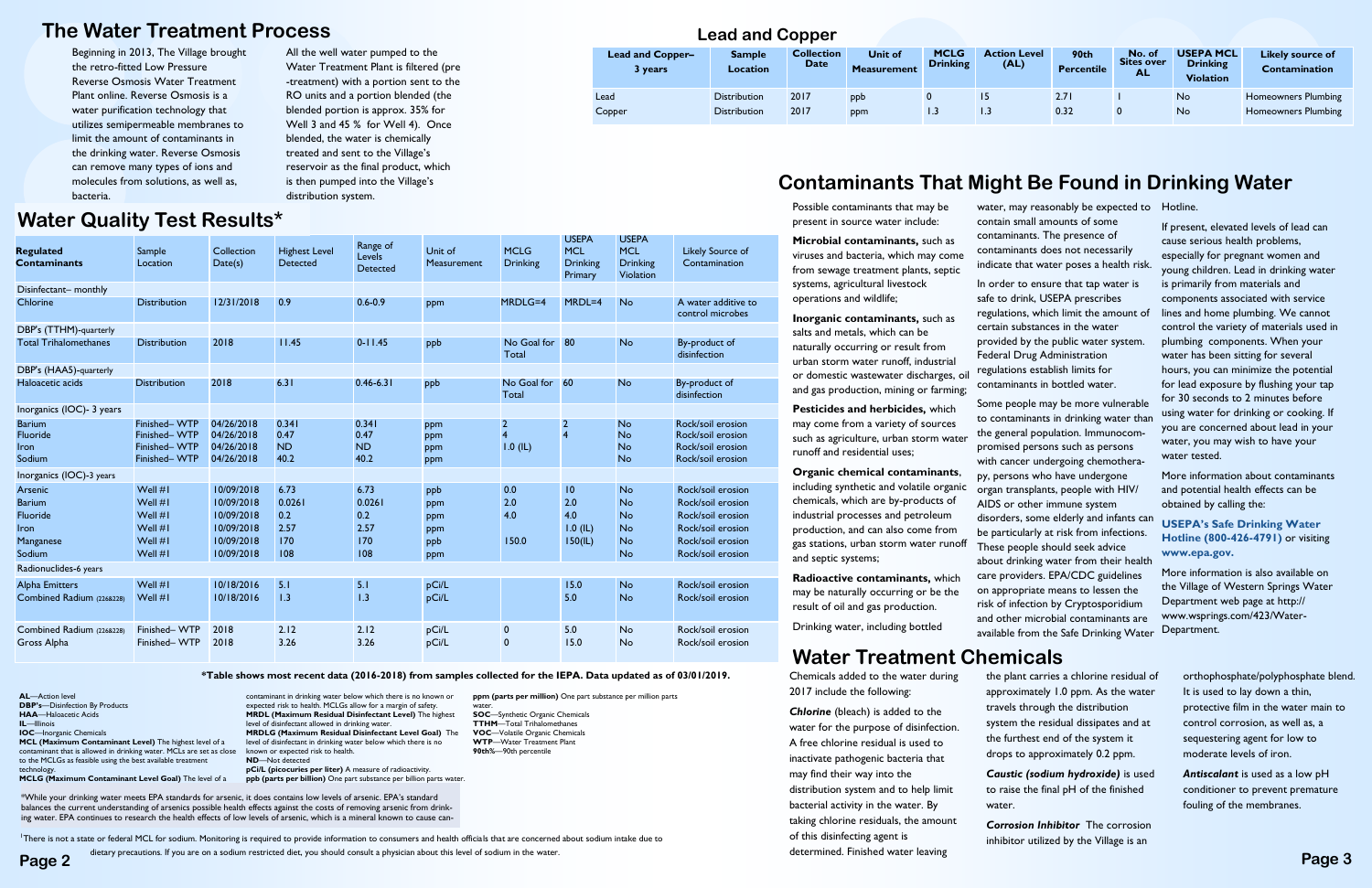# The Water Treatment Process

Beginning in 2013, The Village brought the retro-fitted Low Pressure Reverse Osmosis Water Treatment Plant online. Reverse Osmosis is a water purification technology that utilizes semipermeable membranes to limit the amount of contaminants in the drinking water. Reverse Osmosis can remove many types of ions and molecules from solutions, as well as, bacteria.

All the well water pumped to the Water Treatment Plant is filtered (pre-treatment) with a portion sent to the RO units and a portion blended (the blended portion is approx. 35% for Well 3 and 45 % for Well 4). Once blended, the water is chemically treated and sent to the Village's reservoir as the final product, which is then pumped into the Village's distribution system.

# Water Quality Test Results*

| Regulated Contaminants | Sample Location | Collection Date(s) | Highest Level Detected | Range of Levels Detected | Unit of Measurement | MCLG Drinking | USEPA MCL Drinking Primary | USEPA MCL Drinking Violation | Likely Source of Contamination |
|---|---|---|---|---|---|---|---|---|---|
| Disinfectant– monthly | | | | | | | | | |
| Chlorine | Distribution | 12/31/2018 | 0.9 | 0.6-0.9 | ppm | MRDLG=4 | MRDL=4 | No | A water additive to control microbes |
| DBP's (TTHM)-quarterly | | | | | | | | | |
| Total Trihalomethanes | Distribution | 2018 | 11.45 | 0-11.45 | ppb | No Goal for Total | 80 | No | By-product of disinfection |
| DBP's (HAA5)-quarterly | | | | | | | | | |
| Haloacetic acids | Distribution | 2018 | 6.31 | 0.46-6.31 | ppb | No Goal for Total | 60 | No | By-product of disinfection |
| Inorganics (IOC)- 3 years | | | | | | | | | |
| Barium | Finished– WTP | 04/26/2018 | 0.341 | 0.341 | ppm | 2 | 2 | No | Rock/soil erosion |
| Fluoride | Finished– WTP | 04/26/2018 | 0.47 | 0.47 | ppm | 4 | 4 | No | Rock/soil erosion |
| Iron | Finished– WTP | 04/26/2018 | ND | ND | ppm | 1.0 (IL) | | No | Rock/soil erosion |
| Sodium | Finished– WTP | 04/26/2018 | 40.2 | 40.2 | ppm | | | No | Rock/soil erosion |
| Inorganics (IOC)-3 years | | | | | | | | | |
| Arsenic | Well #1 | 10/09/2018 | 6.73 | 6.73 | ppb | 0.0 | 10 | No | Rock/soil erosion |
| Barium | Well #1 | 10/09/2018 | 0.0261 | 0.0261 | ppm | 2.0 | 2.0 | No | Rock/soil erosion |
| Fluoride | Well #1 | 10/09/2018 | 0.2 | 0.2 | ppm | 4.0 | 4.0 | No | Rock/soil erosion |
| Iron | Well #1 | 10/09/2018 | 2.57 | 2.57 | ppm | | 1.0 (IL) | No | Rock/soil erosion |
| Manganese | Well #1 | 10/09/2018 | 170 | 170 | ppb | 150.0 | 150(IL) | No | Rock/soil erosion |
| Sodium | Well #1 | 10/09/2018 | 108 | 108 | ppm | | | No | Rock/soil erosion |
| Radionuclides-6 years | | | | | | | | | |
| Alpha Emitters | Well #1 | 10/18/2016 | 5.1 | 5.1 | pCi/L | | 15.0 | No | Rock/soil erosion |
| Combined Radium (226&228) | Well #1 | 10/18/2016 | 1.3 | 1.3 | pCi/L | | 5.0 | No | Rock/soil erosion |
| Combined Radium (226&228) | Finished– WTP | 2018 | 2.12 | 2.12 | pCi/L | 0 | 5.0 | No | Rock/soil erosion |
| Gross Alpha | Finished– WTP | 2018 | 3.26 | 3.26 | pCi/L | 0 | 15.0 | No | Rock/soil erosion |

**\*Table shows most recent data (2016-2018) from samples collected for the IEPA. Data updated as of 03/01/2019.**

**AL**—Action level
**DBP's**—Disinfection By Products
**HAA**—Haloacetic Acids
**IL**—Illinois
**IOC**—Inorganic Chemicals
**MCL (Maximum Contaminant Level)** The highest level of a contaminant that is allowed in drinking water. MCLs are set as close to the MCLGs as feasible using the best available treatment technology.
**MCLG (Maximum Contaminant Level Goal)** The level of a contaminant in drinking water below which there is no known or expected risk to health. MCLGs allow for a margin of safety.
**MRDL (Maximum Residual Disinfectant Level)** The highest level of disinfectant allowed in drinking water.
**MRDLG (Maximum Residual Disinfectant Level Goal)** The level of disinfectant in drinking water below which there is no known or expected risk to health.
**ND**—Not detected
**pCi/L (picocuries per liter)** A measure of radioactivity.
**ppb (parts per billion)** One part substance per billion parts water.
**ppm (parts per million)** One part substance per million parts water.
**SOC**—Synthetic Organic Chemicals
**TTHM**—Total Trihalomethanes
**VOC**—Volatile Organic Chemicals
**WTP**—Water Treatment Plant
**90th%**—90th percentile

\*While your drinking water meets EPA standards for arsenic, it does contains low levels of arsenic. EPA's standard balances the current understanding of arsenics possible health effects against the costs of removing arsenic from drinking water. EPA continues to research the health effects of low levels of arsenic, which is a mineral known to cause can-

[1]There is not a state or federal MCL for sodium. Monitoring is required to provide information to consumers and health officials that are concerned about sodium intake due to dietary precautions. If you are on a sodium restricted diet, you should consult a physician about this level of sodium in the water.

## Lead and Copper

| Lead and Copper– 3 years | Sample Location | Collection Date | Unit of Measurement | MCLG Drinking | Action Level (AL) | 90th Percentile | No. of Sites over AL | USEPA MCL Drinking Violation | Likely source of Contamination |
|---|---|---|---|---|---|---|---|---|---|
| Lead | Distribution | 2017 | ppb | 0 | 15 | 2.71 | 1 | No | Homeowners Plumbing |
| Copper | Distribution | 2017 | ppm | 1.3 | 1.3 | 0.32 | 0 | No | Homeowners Plumbing |

# Contaminants That Might Be Found in Drinking Water

Possible contaminants that may be present in source water include:

**Microbial contaminants,** such as viruses and bacteria, which may come from sewage treatment plants, septic systems, agricultural livestock operations and wildlife;

**Inorganic contaminants,** such as salts and metals, which can be naturally occurring or result from urban storm water runoff, industrial or domestic wastewater discharges, oil and gas production, mining or farming;

**Pesticides and herbicides,** which may come from a variety of sources such as agriculture, urban storm water runoff and residential uses;

**Organic chemical contaminants**, including synthetic and volatile organic chemicals, which are by-products of industrial processes and petroleum production, and can also come from gas stations, urban storm water runoff and septic systems;

**Radioactive contaminants,** which may be naturally occurring or be the result of oil and gas production.

Drinking water, including bottled water, may reasonably be expected to contain small amounts of some contaminants. The presence of contaminants does not necessarily indicate that water poses a health risk.

In order to ensure that tap water is safe to drink, USEPA prescribes regulations, which limit the amount of certain substances in the water provided by the public water system. Federal Drug Administration regulations establish limits for contaminants in bottled water.

Some people may be more vulnerable to contaminants in drinking water than the general population. Immunocompromised persons such as persons with cancer undergoing chemotherapy, persons who have undergone organ transplants, people with HIV/AIDS or other immune system disorders, some elderly and infants can be particularly at risk from infections. These people should seek advice about drinking water from their health care providers. EPA/CDC guidelines on appropriate means to lessen the risk of infection by Cryptosporidium and other microbial contaminants are available from the Safe Drinking Water Hotline.

If present, elevated levels of lead can cause serious health problems, especially for pregnant women and young children. Lead in drinking water is primarily from materials and components associated with service lines and home plumbing. We cannot control the variety of materials used in plumbing components. When your water has been sitting for several hours, you can minimize the potential for lead exposure by flushing your tap for 30 seconds to 2 minutes before using water for drinking or cooking. If you are concerned about lead in your water, you may wish to have your water tested.

More information about contaminants and potential health effects can be obtained by calling the:

**USEPA's Safe Drinking Water Hotline (800-426-4791)** or visiting **www.epa.gov.**

More information is also available on the Village of Western Springs Water Department web page at http://www.wsprings.com/423/Water-Department.

# Water Treatment Chemicals

Chemicals added to the water during 2017 include the following:

***Chlorine*** (bleach) is added to the water for the purpose of disinfection. A free chlorine residual is used to inactivate pathogenic bacteria that may find their way into the distribution system and to help limit bacterial activity in the water. By taking chlorine residuals, the amount of this disinfecting agent is determined. Finished water leaving the plant carries a chlorine residual of approximately 1.0 ppm. As the water travels through the distribution system the residual dissipates and at the furthest end of the system it drops to approximately 0.2 ppm.

***Caustic (sodium hydroxide)*** is used to raise the final pH of the finished water.

***Corrosion Inhibitor*** The corrosion inhibitor utilized by the Village is an orthophosphate/polyphosphate blend. It is used to lay down a thin, protective film in the water main to control corrosion, as well as, a sequestering agent for low to moderate levels of iron.

***Antiscalant*** is used as a low pH conditioner to prevent premature fouling of the membranes.